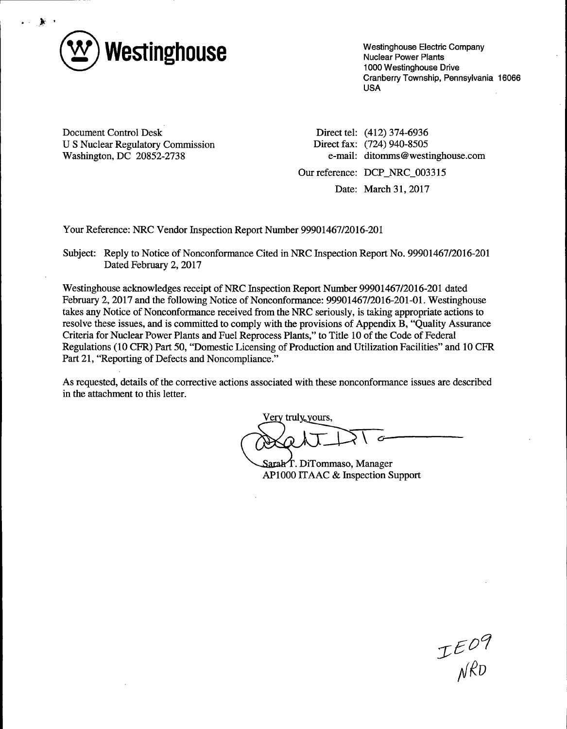**Westinghouse**

Westinghouse Electric Company
Nuclear Power Plants
1000 Westinghouse Drive
Cranberry Township, Pennsylvania 16066
USA

Document Control Desk
U S Nuclear Regulatory Commission
Washington, DC 20852-2738

Direct tel: (412) 374-6936
Direct fax: (724) 940-8505
e-mail: ditomms@westinghouse.com

Our reference: DCP_NRC_003315

Date: March 31, 2017

Your Reference: NRC Vendor Inspection Report Number 99901467/2016-201

Subject: Reply to Notice of Nonconformance Cited in NRC Inspection Report No. 99901467/2016-201 Dated February 2, 2017

Westinghouse acknowledges receipt of NRC Inspection Report Number 99901467/2016-201 dated February 2, 2017 and the following Notice of Nonconformance: 99901467/2016-201-01. Westinghouse takes any Notice of Nonconformance received from the NRC seriously, is taking appropriate actions to resolve these issues, and is committed to comply with the provisions of Appendix B, "Quality Assurance Criteria for Nuclear Power Plants and Fuel Reprocess Plants," to Title 10 of the Code of Federal Regulations (10 CFR) Part 50, "Domestic Licensing of Production and Utilization Facilities" and 10 CFR Part 21, "Reporting of Defects and Noncompliance."

As requested, details of the corrective actions associated with these nonconformance issues are described in the attachment to this letter.

Very truly yours,

Sarah T. DiTommaso, Manager
AP1000 ITAAC & Inspection Support

IE09
NRD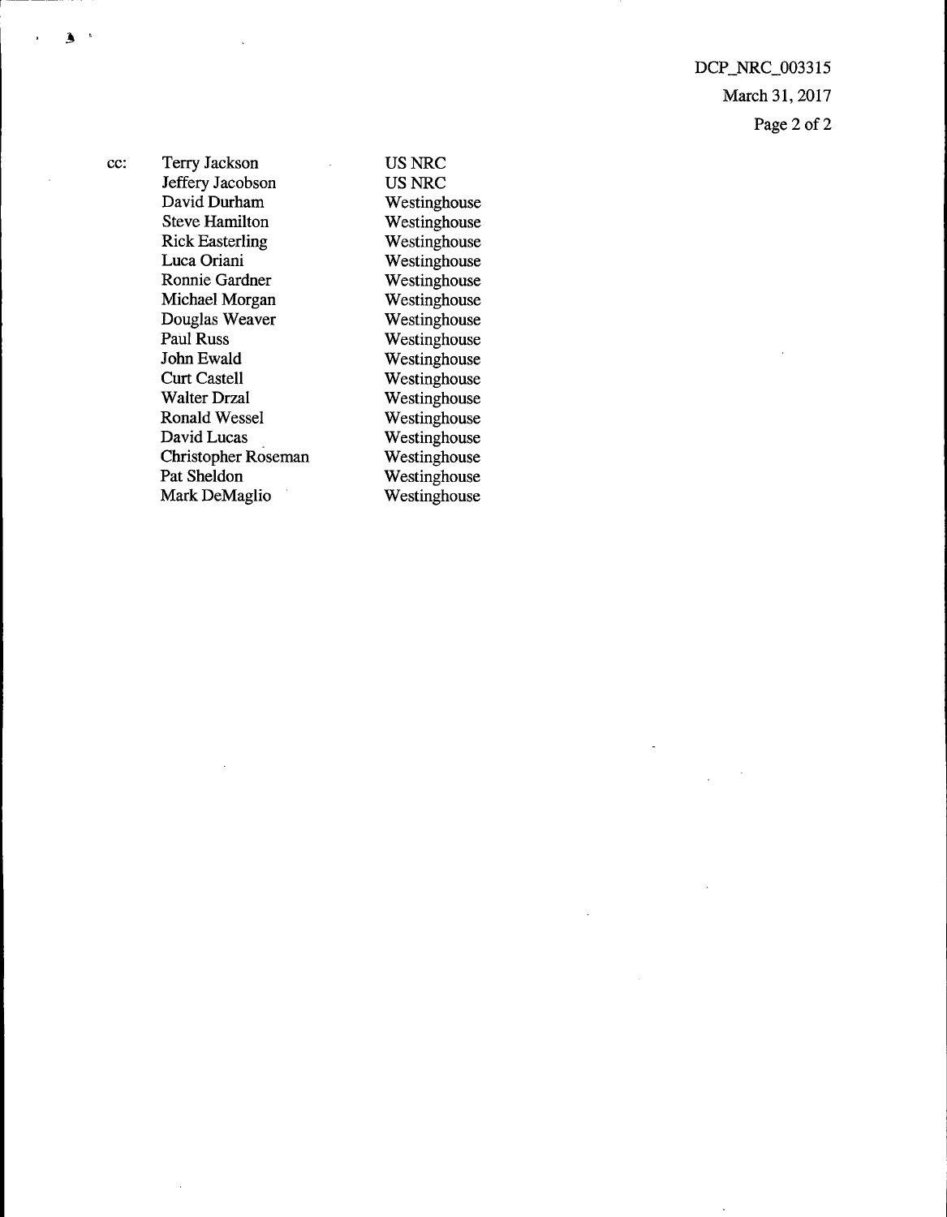DCP_NRC_003315
March 31, 2017

cc:

| | |
|---|---|
| Terry Jackson | US NRC |
| Jeffery Jacobson | US NRC |
| David Durham | Westinghouse |
| Steve Hamilton | Westinghouse |
| Rick Easterling | Westinghouse |
| Luca Oriani | Westinghouse |
| Ronnie Gardner | Westinghouse |
| Michael Morgan | Westinghouse |
| Douglas Weaver | Westinghouse |
| Paul Russ | Westinghouse |
| John Ewald | Westinghouse |
| Curt Castell | Westinghouse |
| Walter Drzal | Westinghouse |
| Ronald Wessel | Westinghouse |
| David Lucas | Westinghouse |
| Christopher Roseman | Westinghouse |
| Pat Sheldon | Westinghouse |
| Mark DeMaglio | Westinghouse |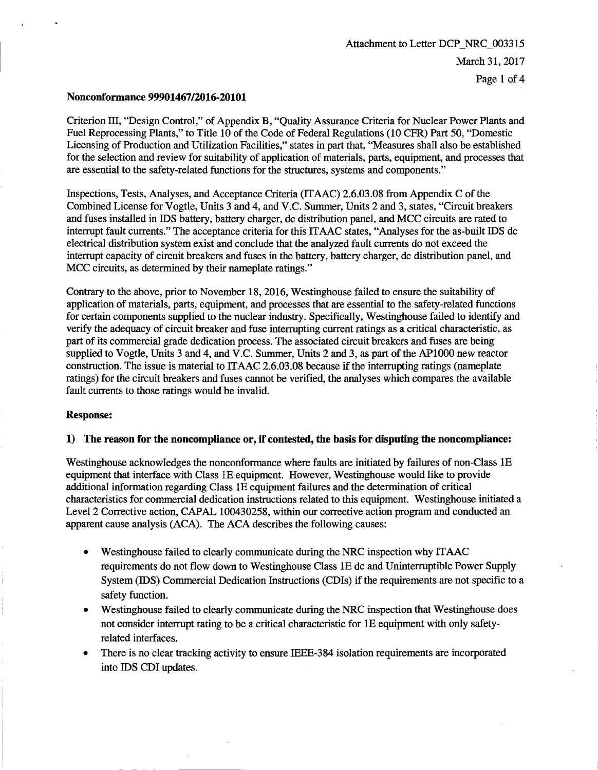Attachment to Letter DCP_NRC_003315
March 31, 2017

**Nonconformance 99901467/2016-20101**

Criterion III, "Design Control," of Appendix B, "Quality Assurance Criteria for Nuclear Power Plants and Fuel Reprocessing Plants," to Title 10 of the Code of Federal Regulations (10 CFR) Part 50, "Domestic Licensing of Production and Utilization Facilities," states in part that, "Measures shall also be established for the selection and review for suitability of application of materials, parts, equipment, and processes that are essential to the safety-related functions for the structures, systems and components."

Inspections, Tests, Analyses, and Acceptance Criteria (ITAAC) 2.6.03.08 from Appendix C of the Combined License for Vogtle, Units 3 and 4, and V.C. Summer, Units 2 and 3, states, "Circuit breakers and fuses installed in IDS battery, battery charger, dc distribution panel, and MCC circuits are rated to interrupt fault currents." The acceptance criteria for this ITAAC states, "Analyses for the as-built IDS dc electrical distribution system exist and conclude that the analyzed fault currents do not exceed the interrupt capacity of circuit breakers and fuses in the battery, battery charger, dc distribution panel, and MCC circuits, as determined by their nameplate ratings."

Contrary to the above, prior to November 18, 2016, Westinghouse failed to ensure the suitability of application of materials, parts, equipment, and processes that are essential to the safety-related functions for certain components supplied to the nuclear industry. Specifically, Westinghouse failed to identify and verify the adequacy of circuit breaker and fuse interrupting current ratings as a critical characteristic, as part of its commercial grade dedication process. The associated circuit breakers and fuses are being supplied to Vogtle, Units 3 and 4, and V.C. Summer, Units 2 and 3, as part of the AP1000 new reactor construction. The issue is material to ITAAC 2.6.03.08 because if the interrupting ratings (nameplate ratings) for the circuit breakers and fuses cannot be verified, the analyses which compares the available fault currents to those ratings would be invalid.

**Response:**

**1) The reason for the noncompliance or, if contested, the basis for disputing the noncompliance:**

Westinghouse acknowledges the nonconformance where faults are initiated by failures of non-Class 1E equipment that interface with Class 1E equipment. However, Westinghouse would like to provide additional information regarding Class 1E equipment failures and the determination of critical characteristics for commercial dedication instructions related to this equipment. Westinghouse initiated a Level 2 Corrective action, CAPAL 100430258, within our corrective action program and conducted an apparent cause analysis (ACA). The ACA describes the following causes:

- Westinghouse failed to clearly communicate during the NRC inspection why ITAAC requirements do not flow down to Westinghouse Class 1E dc and Uninterruptible Power Supply System (IDS) Commercial Dedication Instructions (CDIs) if the requirements are not specific to a safety function.
- Westinghouse failed to clearly communicate during the NRC inspection that Westinghouse does not consider interrupt rating to be a critical characteristic for 1E equipment with only safety-related interfaces.
- There is no clear tracking activity to ensure IEEE-384 isolation requirements are incorporated into IDS CDI updates.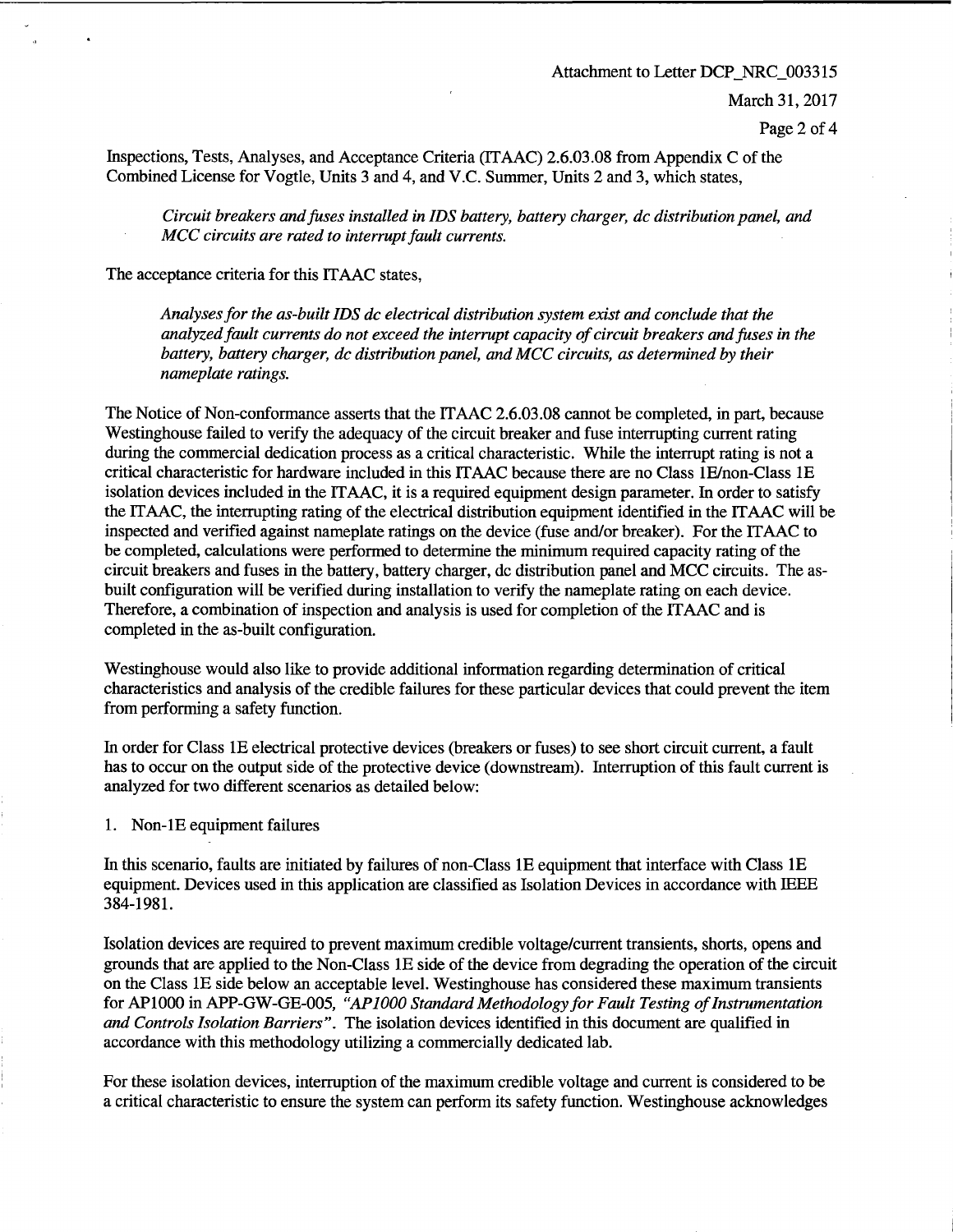Inspections, Tests, Analyses, and Acceptance Criteria (ITAAC) 2.6.03.08 from Appendix C of the Combined License for Vogtle, Units 3 and 4, and V.C. Summer, Units 2 and 3, which states,

> *Circuit breakers and fuses installed in IDS battery, battery charger, dc distribution panel, and MCC circuits are rated to interrupt fault currents.*

The acceptance criteria for this ITAAC states,

> *Analyses for the as-built IDS dc electrical distribution system exist and conclude that the analyzed fault currents do not exceed the interrupt capacity of circuit breakers and fuses in the battery, battery charger, dc distribution panel, and MCC circuits, as determined by their nameplate ratings.*

The Notice of Non-conformance asserts that the ITAAC 2.6.03.08 cannot be completed, in part, because Westinghouse failed to verify the adequacy of the circuit breaker and fuse interrupting current rating during the commercial dedication process as a critical characteristic. While the interrupt rating is not a critical characteristic for hardware included in this ITAAC because there are no Class 1E/non-Class 1E isolation devices included in the ITAAC, it is a required equipment design parameter. In order to satisfy the ITAAC, the interrupting rating of the electrical distribution equipment identified in the ITAAC will be inspected and verified against nameplate ratings on the device (fuse and/or breaker). For the ITAAC to be completed, calculations were performed to determine the minimum required capacity rating of the circuit breakers and fuses in the battery, battery charger, dc distribution panel and MCC circuits. The as-built configuration will be verified during installation to verify the nameplate rating on each device. Therefore, a combination of inspection and analysis is used for completion of the ITAAC and is completed in the as-built configuration.

Westinghouse would also like to provide additional information regarding determination of critical characteristics and analysis of the credible failures for these particular devices that could prevent the item from performing a safety function.

In order for Class 1E electrical protective devices (breakers or fuses) to see short circuit current, a fault has to occur on the output side of the protective device (downstream). Interruption of this fault current is analyzed for two different scenarios as detailed below:

1. Non-1E equipment failures

In this scenario, faults are initiated by failures of non-Class 1E equipment that interface with Class 1E equipment. Devices used in this application are classified as Isolation Devices in accordance with IEEE 384-1981.

Isolation devices are required to prevent maximum credible voltage/current transients, shorts, opens and grounds that are applied to the Non-Class 1E side of the device from degrading the operation of the circuit on the Class 1E side below an acceptable level. Westinghouse has considered these maximum transients for AP1000 in APP-GW-GE-005, *"AP1000 Standard Methodology for Fault Testing of Instrumentation and Controls Isolation Barriers"*. The isolation devices identified in this document are qualified in accordance with this methodology utilizing a commercially dedicated lab.

For these isolation devices, interruption of the maximum credible voltage and current is considered to be a critical characteristic to ensure the system can perform its safety function. Westinghouse acknowledges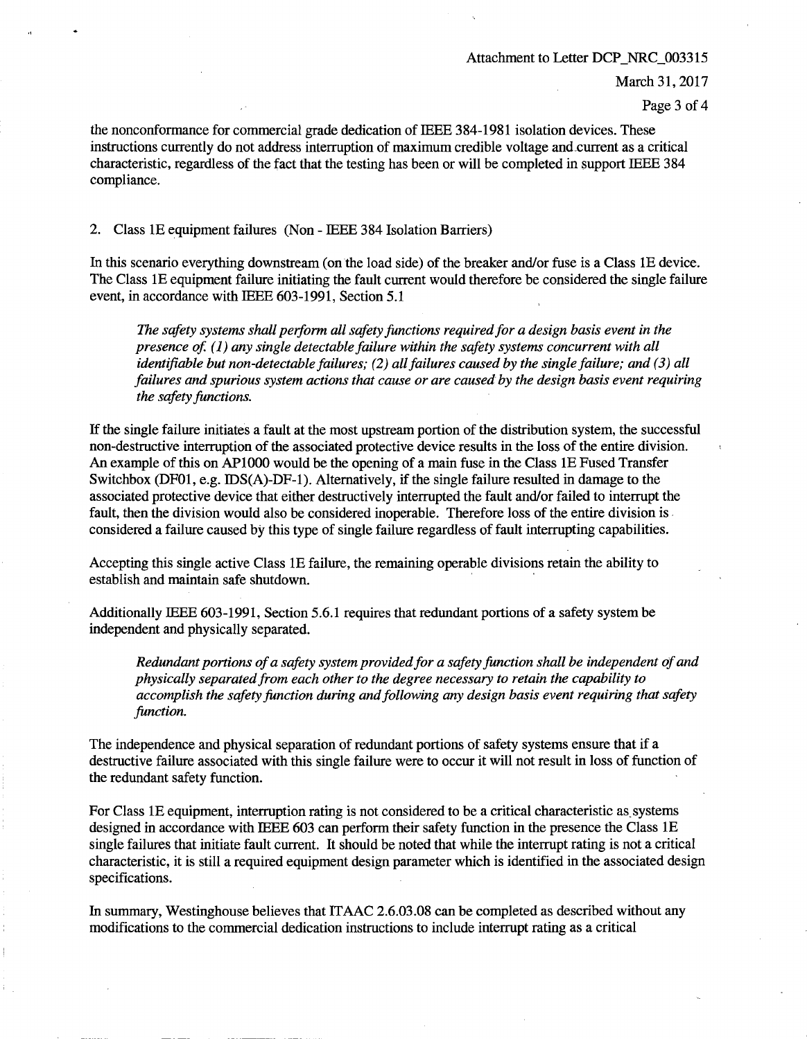the nonconformance for commercial grade dedication of IEEE 384-1981 isolation devices. These instructions currently do not address interruption of maximum credible voltage and current as a critical characteristic, regardless of the fact that the testing has been or will be completed in support IEEE 384 compliance.

2. Class 1E equipment failures (Non - IEEE 384 Isolation Barriers)

In this scenario everything downstream (on the load side) of the breaker and/or fuse is a Class 1E device. The Class 1E equipment failure initiating the fault current would therefore be considered the single failure event, in accordance with IEEE 603-1991, Section 5.1

> *The safety systems shall perform all safety functions required for a design basis event in the presence of. (1) any single detectable failure within the safety systems concurrent with all identifiable but non-detectable failures; (2) all failures caused by the single failure; and (3) all failures and spurious system actions that cause or are caused by the design basis event requiring the safety functions.*

If the single failure initiates a fault at the most upstream portion of the distribution system, the successful non-destructive interruption of the associated protective device results in the loss of the entire division. An example of this on AP1000 would be the opening of a main fuse in the Class 1E Fused Transfer Switchbox (DF01, e.g. IDS(A)-DF-1). Alternatively, if the single failure resulted in damage to the associated protective device that either destructively interrupted the fault and/or failed to interrupt the fault, then the division would also be considered inoperable. Therefore loss of the entire division is considered a failure caused by this type of single failure regardless of fault interrupting capabilities.

Accepting this single active Class 1E failure, the remaining operable divisions retain the ability to establish and maintain safe shutdown.

Additionally IEEE 603-1991, Section 5.6.1 requires that redundant portions of a safety system be independent and physically separated.

> *Redundant portions of a safety system provided for a safety function shall be independent of and physically separated from each other to the degree necessary to retain the capability to accomplish the safety function during and following any design basis event requiring that safety function.*

The independence and physical separation of redundant portions of safety systems ensure that if a destructive failure associated with this single failure were to occur it will not result in loss of function of the redundant safety function.

For Class 1E equipment, interruption rating is not considered to be a critical characteristic as systems designed in accordance with IEEE 603 can perform their safety function in the presence the Class 1E single failures that initiate fault current. It should be noted that while the interrupt rating is not a critical characteristic, it is still a required equipment design parameter which is identified in the associated design specifications.

In summary, Westinghouse believes that ITAAC 2.6.03.08 can be completed as described without any modifications to the commercial dedication instructions to include interrupt rating as a critical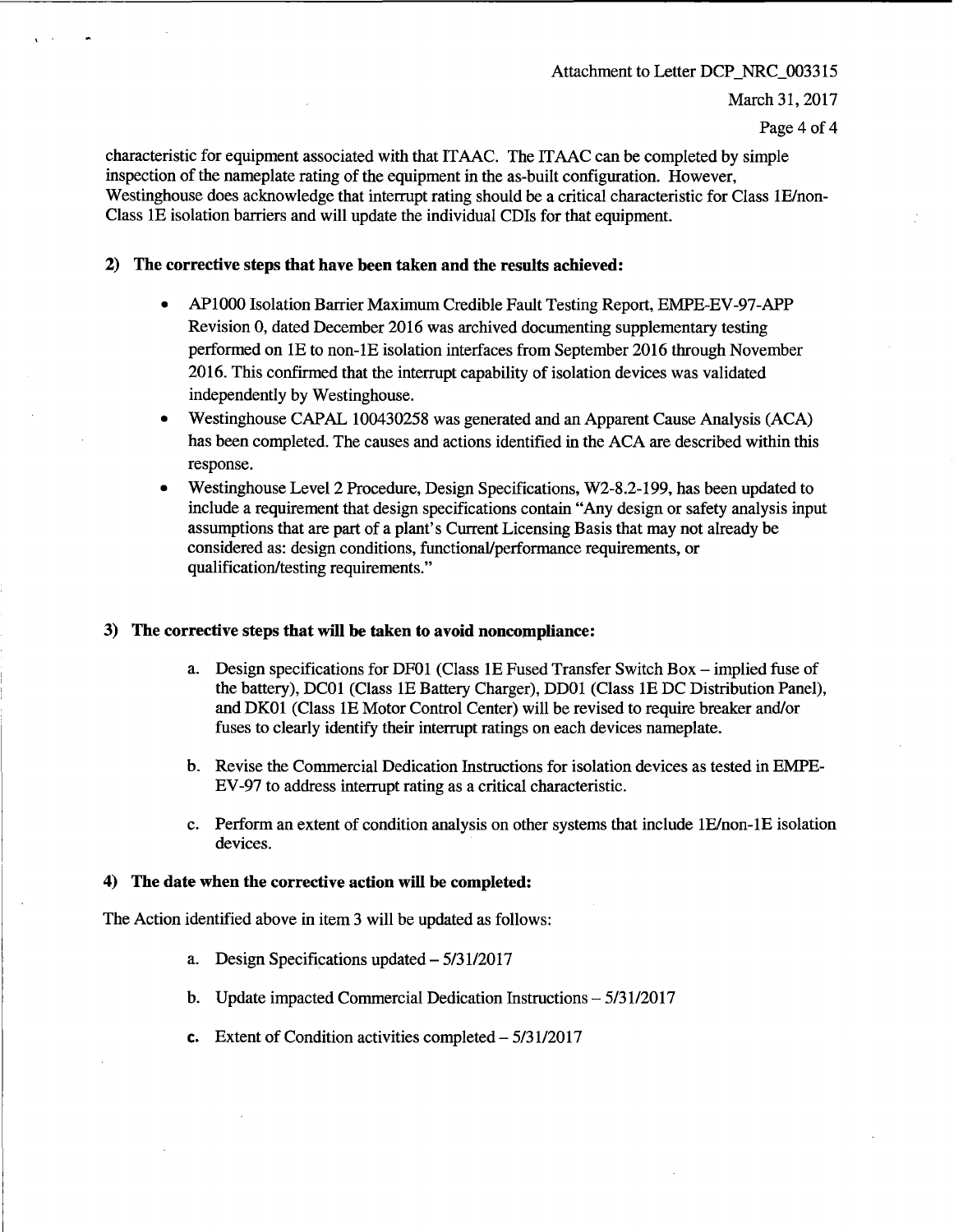characteristic for equipment associated with that ITAAC. The ITAAC can be completed by simple inspection of the nameplate rating of the equipment in the as-built configuration. However, Westinghouse does acknowledge that interrupt rating should be a critical characteristic for Class 1E/non-Class 1E isolation barriers and will update the individual CDIs for that equipment.

**2) The corrective steps that have been taken and the results achieved:**

- AP1000 Isolation Barrier Maximum Credible Fault Testing Report, EMPE-EV-97-APP Revision 0, dated December 2016 was archived documenting supplementary testing performed on 1E to non-1E isolation interfaces from September 2016 through November 2016. This confirmed that the interrupt capability of isolation devices was validated independently by Westinghouse.
- Westinghouse CAPAL 100430258 was generated and an Apparent Cause Analysis (ACA) has been completed. The causes and actions identified in the ACA are described within this response.
- Westinghouse Level 2 Procedure, Design Specifications, W2-8.2-199, has been updated to include a requirement that design specifications contain "Any design or safety analysis input assumptions that are part of a plant's Current Licensing Basis that may not already be considered as: design conditions, functional/performance requirements, or qualification/testing requirements."

**3) The corrective steps that will be taken to avoid noncompliance:**

a. Design specifications for DF01 (Class 1E Fused Transfer Switch Box – implied fuse of the battery), DC01 (Class 1E Battery Charger), DD01 (Class 1E DC Distribution Panel), and DK01 (Class 1E Motor Control Center) will be revised to require breaker and/or fuses to clearly identify their interrupt ratings on each devices nameplate.

b. Revise the Commercial Dedication Instructions for isolation devices as tested in EMPE-EV-97 to address interrupt rating as a critical characteristic.

c. Perform an extent of condition analysis on other systems that include 1E/non-1E isolation devices.

**4) The date when the corrective action will be completed:**

The Action identified above in item 3 will be updated as follows:

a. Design Specifications updated – 5/31/2017

b. Update impacted Commercial Dedication Instructions – 5/31/2017

c. Extent of Condition activities completed – 5/31/2017